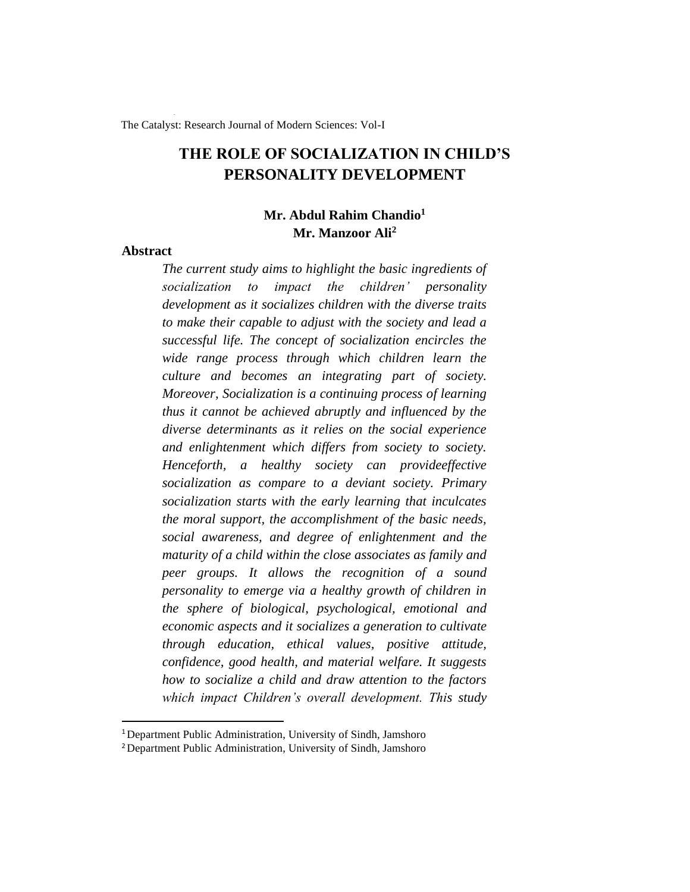# THE ROLE OF SOCIALIZATION IN CHILD'S PERSONALITY DEVELOPMENT

**Mr. Abdul Rahim Chandio**[1]
**Mr. Manzoor Ali**[2]

## Abstract

*The current study aims to highlight the basic ingredients of socialization to impact the children' personality development as it socializes children with the diverse traits to make their capable to adjust with the society and lead a successful life. The concept of socialization encircles the wide range process through which children learn the culture and becomes an integrating part of society. Moreover, Socialization is a continuing process of learning thus it cannot be achieved abruptly and influenced by the diverse determinants as it relies on the social experience and enlightenment which differs from society to society. Henceforth, a healthy society can provideeffective socialization as compare to a deviant society. Primary socialization starts with the early learning that inculcates the moral support, the accomplishment of the basic needs, social awareness, and degree of enlightenment and the maturity of a child within the close associates as family and peer groups. It allows the recognition of a sound personality to emerge via a healthy growth of children in the sphere of biological, psychological, emotional and economic aspects and it socializes a generation to cultivate through education, ethical values, positive attitude, confidence, good health, and material welfare. It suggests how to socialize a child and draw attention to the factors which impact Children's overall development. This study*

---

[1] Department Public Administration, University of Sindh, Jamshoro

[2] Department Public Administration, University of Sindh, Jamshoro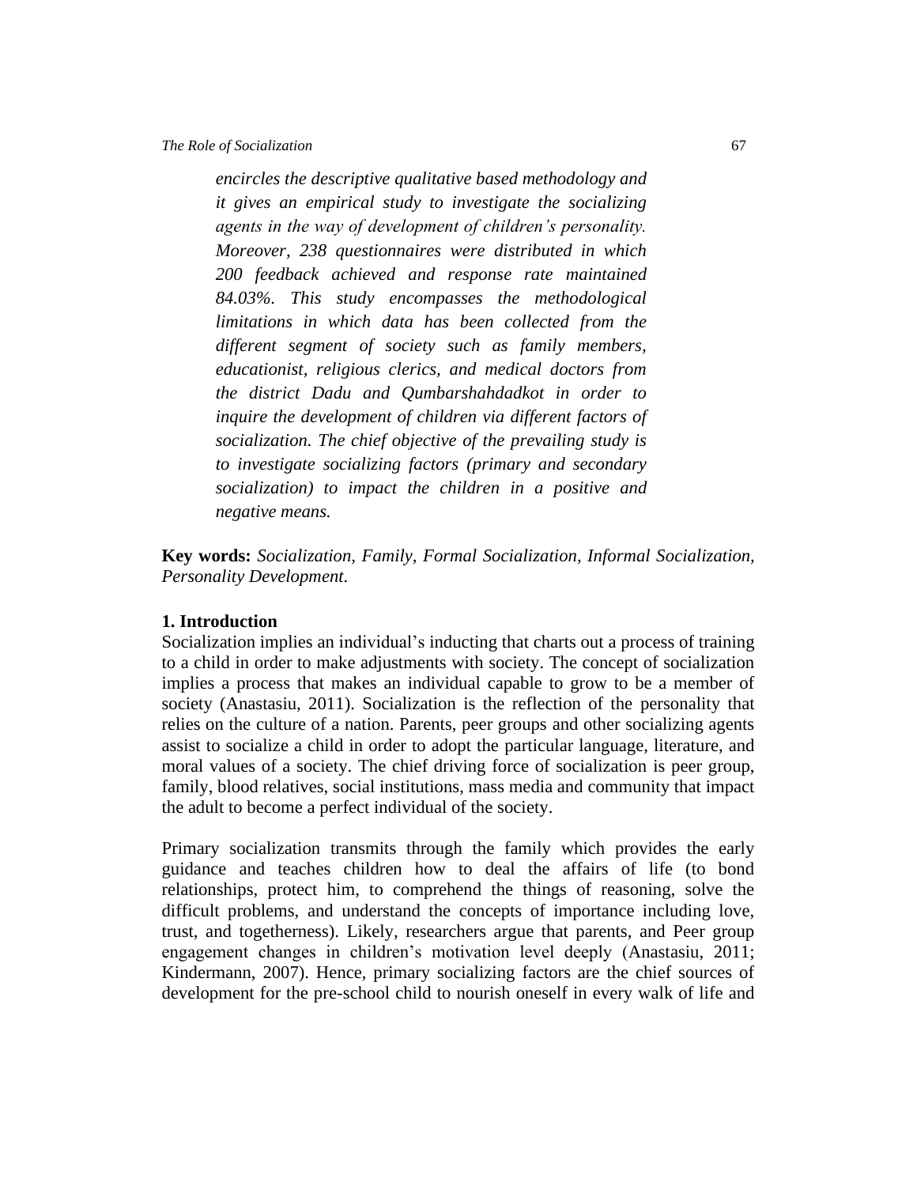*encircles the descriptive qualitative based methodology and it gives an empirical study to investigate the socializing agents in the way of development of children's personality. Moreover, 238 questionnaires were distributed in which 200 feedback achieved and response rate maintained 84.03%. This study encompasses the methodological limitations in which data has been collected from the different segment of society such as family members, educationist, religious clerics, and medical doctors from the district Dadu and Qumbarshahdadkot in order to inquire the development of children via different factors of socialization. The chief objective of the prevailing study is to investigate socializing factors (primary and secondary socialization) to impact the children in a positive and negative means.*

**Key words:** *Socialization, Family, Formal Socialization, Informal Socialization, Personality Development.*

## 1. Introduction

Socialization implies an individual's inducting that charts out a process of training to a child in order to make adjustments with society. The concept of socialization implies a process that makes an individual capable to grow to be a member of society (Anastasiu, 2011). Socialization is the reflection of the personality that relies on the culture of a nation. Parents, peer groups and other socializing agents assist to socialize a child in order to adopt the particular language, literature, and moral values of a society. The chief driving force of socialization is peer group, family, blood relatives, social institutions, mass media and community that impact the adult to become a perfect individual of the society.

Primary socialization transmits through the family which provides the early guidance and teaches children how to deal the affairs of life (to bond relationships, protect him, to comprehend the things of reasoning, solve the difficult problems, and understand the concepts of importance including love, trust, and togetherness). Likely, researchers argue that parents, and Peer group engagement changes in children's motivation level deeply (Anastasiu, 2011; Kindermann, 2007). Hence, primary socializing factors are the chief sources of development for the pre-school child to nourish oneself in every walk of life and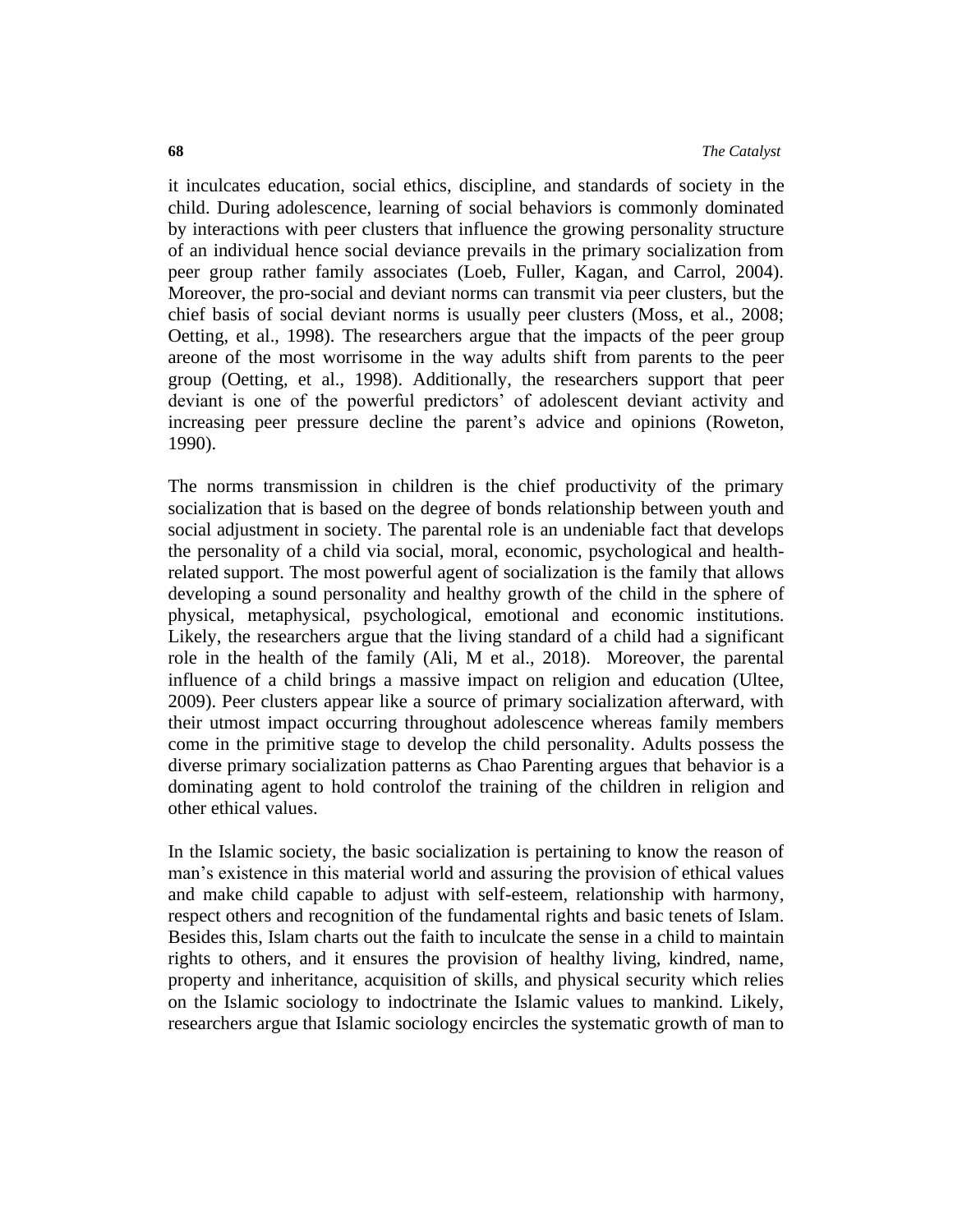it inculcates education, social ethics, discipline, and standards of society in the child. During adolescence, learning of social behaviors is commonly dominated by interactions with peer clusters that influence the growing personality structure of an individual hence social deviance prevails in the primary socialization from peer group rather family associates (Loeb, Fuller, Kagan, and Carrol, 2004). Moreover, the pro-social and deviant norms can transmit via peer clusters, but the chief basis of social deviant norms is usually peer clusters (Moss, et al., 2008; Oetting, et al., 1998). The researchers argue that the impacts of the peer group areone of the most worrisome in the way adults shift from parents to the peer group (Oetting, et al., 1998). Additionally, the researchers support that peer deviant is one of the powerful predictors' of adolescent deviant activity and increasing peer pressure decline the parent's advice and opinions (Roweton, 1990).

The norms transmission in children is the chief productivity of the primary socialization that is based on the degree of bonds relationship between youth and social adjustment in society. The parental role is an undeniable fact that develops the personality of a child via social, moral, economic, psychological and health-related support. The most powerful agent of socialization is the family that allows developing a sound personality and healthy growth of the child in the sphere of physical, metaphysical, psychological, emotional and economic institutions. Likely, the researchers argue that the living standard of a child had a significant role in the health of the family (Ali, M et al., 2018). Moreover, the parental influence of a child brings a massive impact on religion and education (Ultee, 2009). Peer clusters appear like a source of primary socialization afterward, with their utmost impact occurring throughout adolescence whereas family members come in the primitive stage to develop the child personality. Adults possess the diverse primary socialization patterns as Chao Parenting argues that behavior is a dominating agent to hold controlof the training of the children in religion and other ethical values.

In the Islamic society, the basic socialization is pertaining to know the reason of man's existence in this material world and assuring the provision of ethical values and make child capable to adjust with self-esteem, relationship with harmony, respect others and recognition of the fundamental rights and basic tenets of Islam. Besides this, Islam charts out the faith to inculcate the sense in a child to maintain rights to others, and it ensures the provision of healthy living, kindred, name, property and inheritance, acquisition of skills, and physical security which relies on the Islamic sociology to indoctrinate the Islamic values to mankind. Likely, researchers argue that Islamic sociology encircles the systematic growth of man to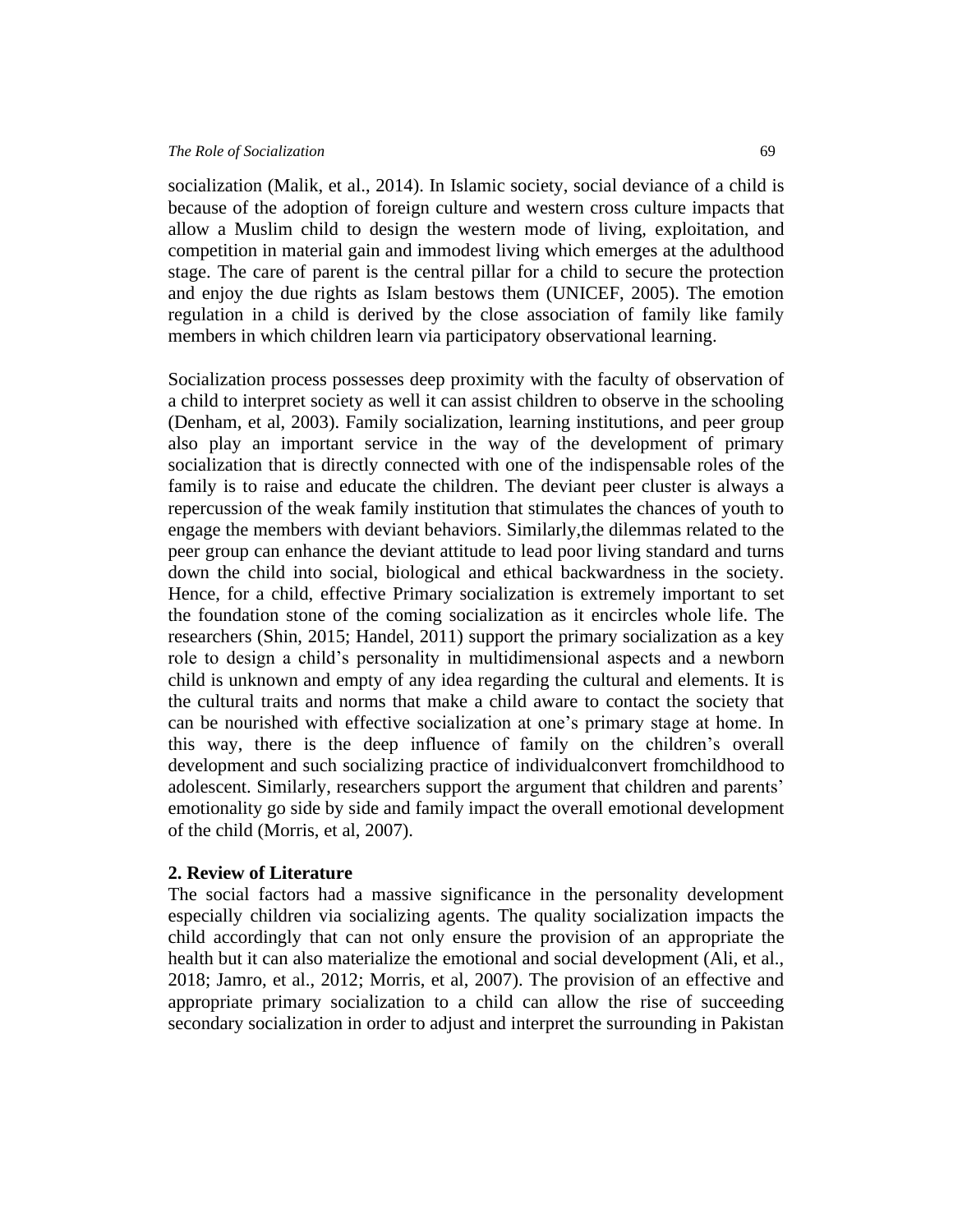socialization (Malik, et al., 2014). In Islamic society, social deviance of a child is because of the adoption of foreign culture and western cross culture impacts that allow a Muslim child to design the western mode of living, exploitation, and competition in material gain and immodest living which emerges at the adulthood stage. The care of parent is the central pillar for a child to secure the protection and enjoy the due rights as Islam bestows them (UNICEF, 2005). The emotion regulation in a child is derived by the close association of family like family members in which children learn via participatory observational learning.

Socialization process possesses deep proximity with the faculty of observation of a child to interpret society as well it can assist children to observe in the schooling (Denham, et al, 2003). Family socialization, learning institutions, and peer group also play an important service in the way of the development of primary socialization that is directly connected with one of the indispensable roles of the family is to raise and educate the children. The deviant peer cluster is always a repercussion of the weak family institution that stimulates the chances of youth to engage the members with deviant behaviors. Similarly,the dilemmas related to the peer group can enhance the deviant attitude to lead poor living standard and turns down the child into social, biological and ethical backwardness in the society. Hence, for a child, effective Primary socialization is extremely important to set the foundation stone of the coming socialization as it encircles whole life. The researchers (Shin, 2015; Handel, 2011) support the primary socialization as a key role to design a child's personality in multidimensional aspects and a newborn child is unknown and empty of any idea regarding the cultural and elements. It is the cultural traits and norms that make a child aware to contact the society that can be nourished with effective socialization at one's primary stage at home. In this way, there is the deep influence of family on the children's overall development and such socializing practice of individualconvert fromchildhood to adolescent. Similarly, researchers support the argument that children and parents' emotionality go side by side and family impact the overall emotional development of the child (Morris, et al, 2007).

## 2. Review of Literature

The social factors had a massive significance in the personality development especially children via socializing agents. The quality socialization impacts the child accordingly that can not only ensure the provision of an appropriate the health but it can also materialize the emotional and social development (Ali, et al., 2018; Jamro, et al., 2012; Morris, et al, 2007). The provision of an effective and appropriate primary socialization to a child can allow the rise of succeeding secondary socialization in order to adjust and interpret the surrounding in Pakistan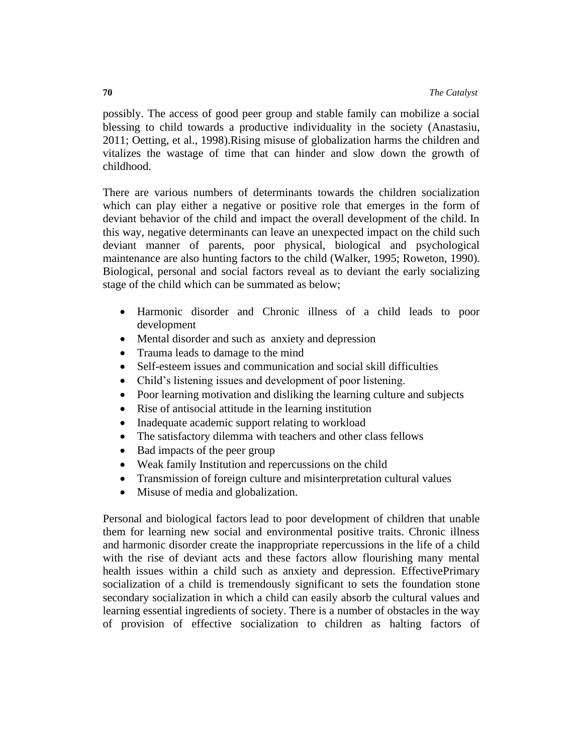possibly. The access of good peer group and stable family can mobilize a social blessing to child towards a productive individuality in the society (Anastasiu, 2011; Oetting, et al., 1998).Rising misuse of globalization harms the children and vitalizes the wastage of time that can hinder and slow down the growth of childhood.

There are various numbers of determinants towards the children socialization which can play either a negative or positive role that emerges in the form of deviant behavior of the child and impact the overall development of the child. In this way, negative determinants can leave an unexpected impact on the child such deviant manner of parents, poor physical, biological and psychological maintenance are also hunting factors to the child (Walker, 1995; Roweton, 1990). Biological, personal and social factors reveal as to deviant the early socializing stage of the child which can be summated as below;

- Harmonic disorder and Chronic illness of a child leads to poor development
- Mental disorder and such as anxiety and depression
- Trauma leads to damage to the mind
- Self-esteem issues and communication and social skill difficulties
- Child's listening issues and development of poor listening.
- Poor learning motivation and disliking the learning culture and subjects
- Rise of antisocial attitude in the learning institution
- Inadequate academic support relating to workload
- The satisfactory dilemma with teachers and other class fellows
- Bad impacts of the peer group
- Weak family Institution and repercussions on the child
- Transmission of foreign culture and misinterpretation cultural values
- Misuse of media and globalization.

Personal and biological factors lead to poor development of children that unable them for learning new social and environmental positive traits. Chronic illness and harmonic disorder create the inappropriate repercussions in the life of a child with the rise of deviant acts and these factors allow flourishing many mental health issues within a child such as anxiety and depression. EffectivePrimary socialization of a child is tremendously significant to sets the foundation stone secondary socialization in which a child can easily absorb the cultural values and learning essential ingredients of society. There is a number of obstacles in the way of provision of effective socialization to children as halting factors of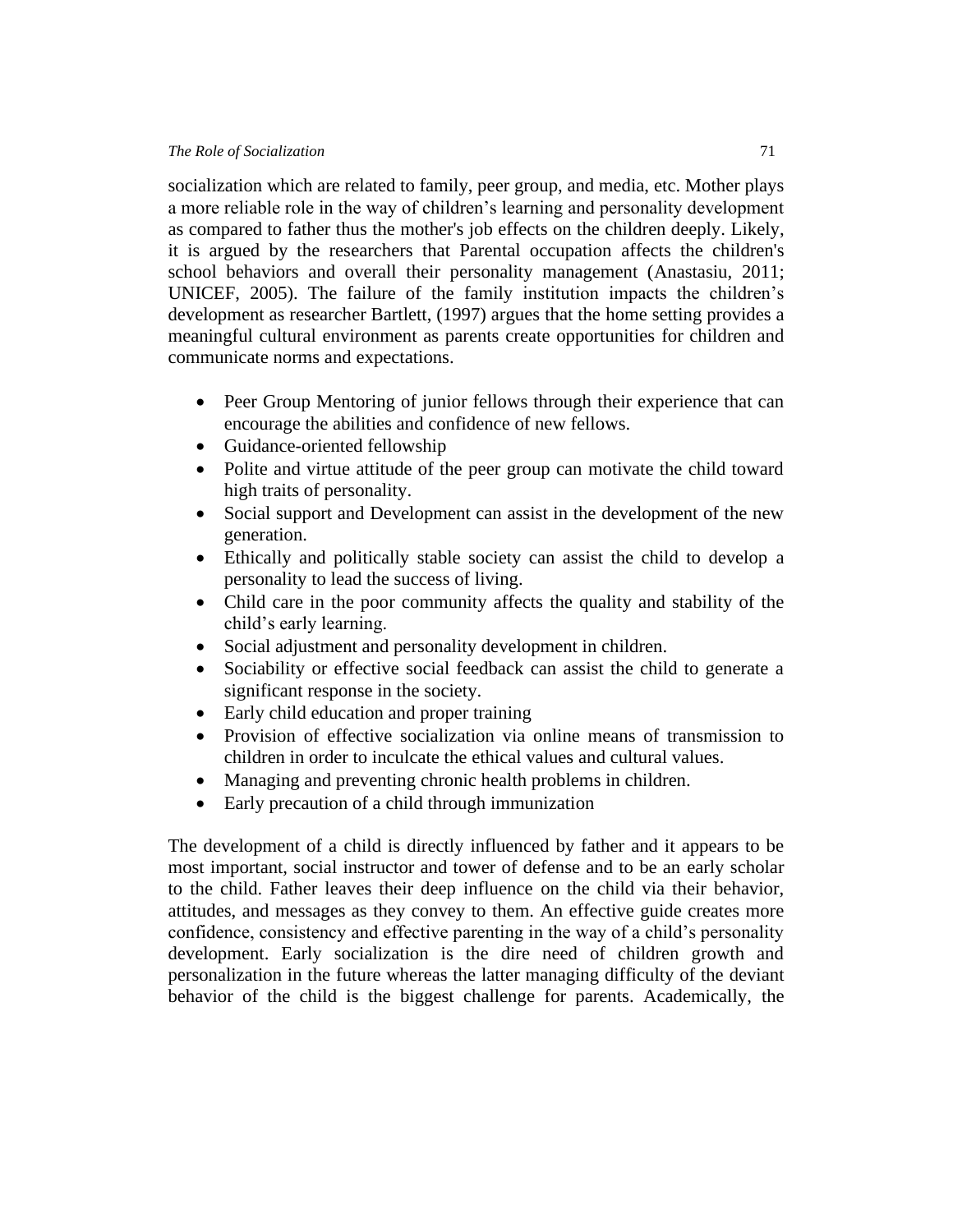socialization which are related to family, peer group, and media, etc. Mother plays a more reliable role in the way of children's learning and personality development as compared to father thus the mother's job effects on the children deeply. Likely, it is argued by the researchers that Parental occupation affects the children's school behaviors and overall their personality management (Anastasiu, 2011; UNICEF, 2005). The failure of the family institution impacts the children's development as researcher Bartlett, (1997) argues that the home setting provides a meaningful cultural environment as parents create opportunities for children and communicate norms and expectations.

- Peer Group Mentoring of junior fellows through their experience that can encourage the abilities and confidence of new fellows.
- Guidance-oriented fellowship
- Polite and virtue attitude of the peer group can motivate the child toward high traits of personality.
- Social support and Development can assist in the development of the new generation.
- Ethically and politically stable society can assist the child to develop a personality to lead the success of living.
- Child care in the poor community affects the quality and stability of the child's early learning.
- Social adjustment and personality development in children.
- Sociability or effective social feedback can assist the child to generate a significant response in the society.
- Early child education and proper training
- Provision of effective socialization via online means of transmission to children in order to inculcate the ethical values and cultural values.
- Managing and preventing chronic health problems in children.
- Early precaution of a child through immunization

The development of a child is directly influenced by father and it appears to be most important, social instructor and tower of defense and to be an early scholar to the child. Father leaves their deep influence on the child via their behavior, attitudes, and messages as they convey to them. An effective guide creates more confidence, consistency and effective parenting in the way of a child's personality development. Early socialization is the dire need of children growth and personalization in the future whereas the latter managing difficulty of the deviant behavior of the child is the biggest challenge for parents. Academically, the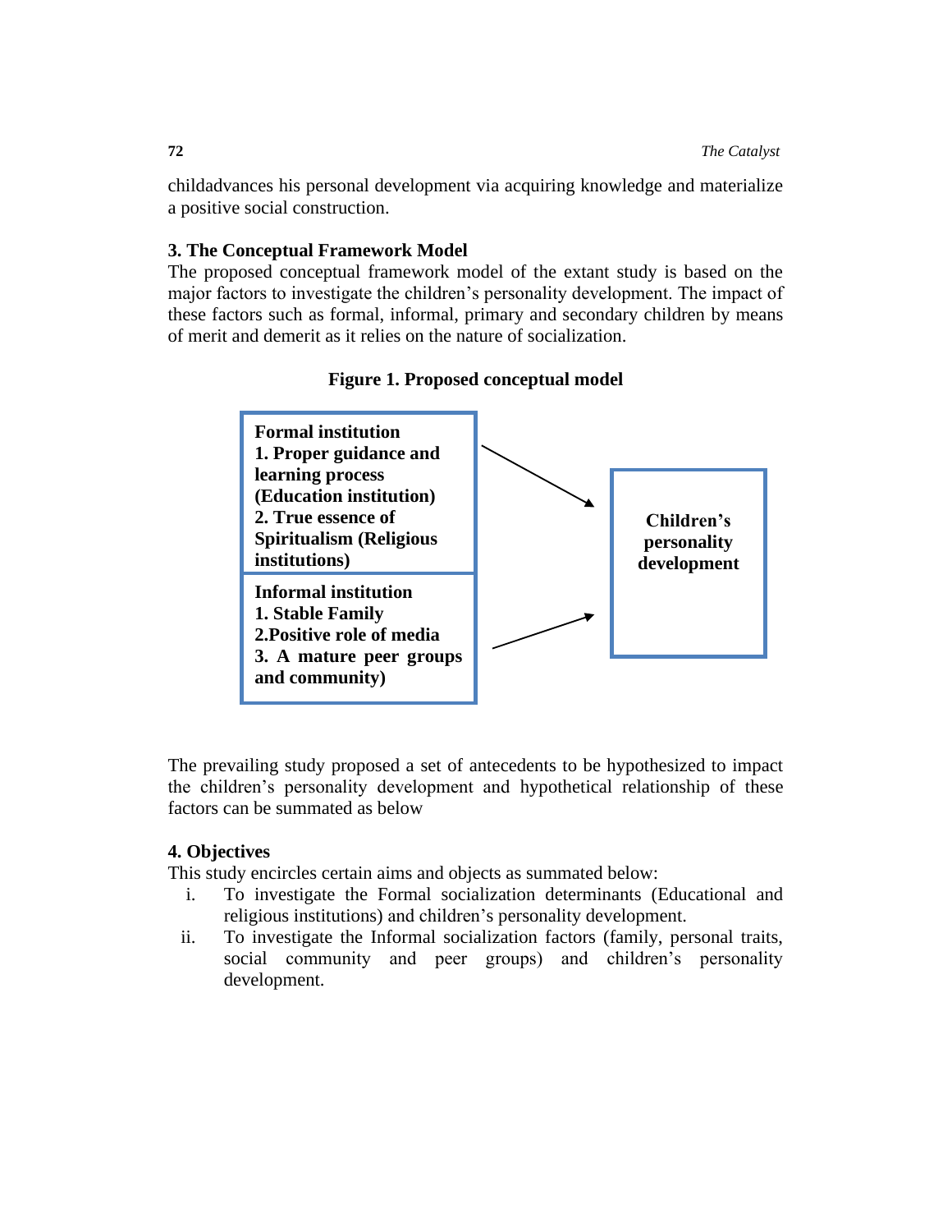childadvances his personal development via acquiring knowledge and materialize a positive social construction.

### 3. The Conceptual Framework Model

The proposed conceptual framework model of the extant study is based on the major factors to investigate the children's personality development. The impact of these factors such as formal, informal, primary and secondary children by means of merit and demerit as it relies on the nature of socialization.

**Figure 1. Proposed conceptual model**

| Antecedents | | Outcome |
|---|---|---|
| **Formal institution**<br>**1. Proper guidance and learning process (Education institution)**<br>**2. True essence of Spiritualism (Religious institutions)** | → | **Children's personality development** |
| **Informal institution**<br>**1. Stable Family**<br>**2.Positive role of media**<br>**3. A mature peer groups and community)** | → | |

The prevailing study proposed a set of antecedents to be hypothesized to impact the children's personality development and hypothetical relationship of these factors can be summated as below

### 4. Objectives

This study encircles certain aims and objects as summated below:

i. To investigate the Formal socialization determinants (Educational and religious institutions) and children's personality development.
ii. To investigate the Informal socialization factors (family, personal traits, social community and peer groups) and children's personality development.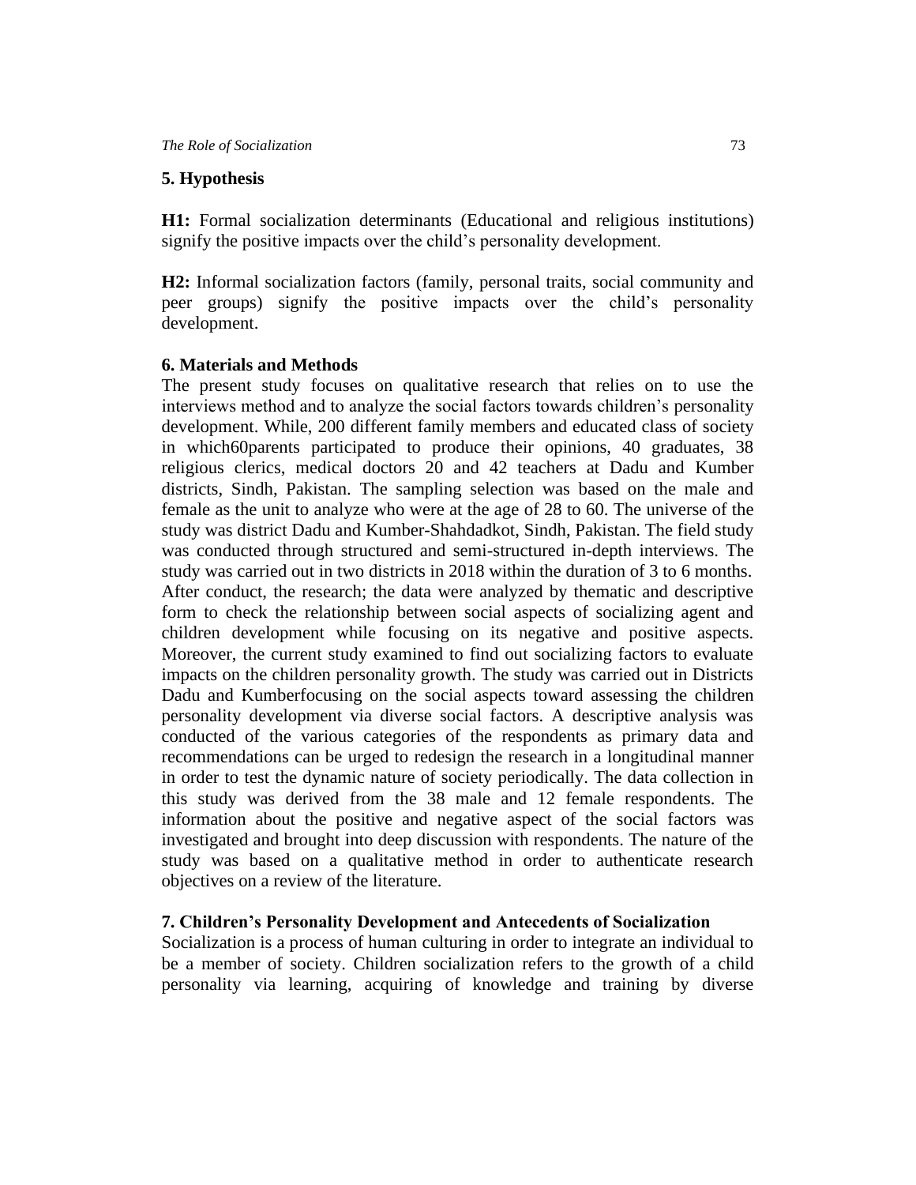## 5. Hypothesis

**H1:** Formal socialization determinants (Educational and religious institutions) signify the positive impacts over the child's personality development.

**H2:** Informal socialization factors (family, personal traits, social community and peer groups) signify the positive impacts over the child's personality development.

## 6. Materials and Methods

The present study focuses on qualitative research that relies on to use the interviews method and to analyze the social factors towards children's personality development. While, 200 different family members and educated class of society in which60parents participated to produce their opinions, 40 graduates, 38 religious clerics, medical doctors 20 and 42 teachers at Dadu and Kumber districts, Sindh, Pakistan. The sampling selection was based on the male and female as the unit to analyze who were at the age of 28 to 60. The universe of the study was district Dadu and Kumber-Shahdadkot, Sindh, Pakistan. The field study was conducted through structured and semi-structured in-depth interviews. The study was carried out in two districts in 2018 within the duration of 3 to 6 months. After conduct, the research; the data were analyzed by thematic and descriptive form to check the relationship between social aspects of socializing agent and children development while focusing on its negative and positive aspects. Moreover, the current study examined to find out socializing factors to evaluate impacts on the children personality growth. The study was carried out in Districts Dadu and Kumberfocusing on the social aspects toward assessing the children personality development via diverse social factors. A descriptive analysis was conducted of the various categories of the respondents as primary data and recommendations can be urged to redesign the research in a longitudinal manner in order to test the dynamic nature of society periodically. The data collection in this study was derived from the 38 male and 12 female respondents. The information about the positive and negative aspect of the social factors was investigated and brought into deep discussion with respondents. The nature of the study was based on a qualitative method in order to authenticate research objectives on a review of the literature.

## 7. Children's Personality Development and Antecedents of Socialization

Socialization is a process of human culturing in order to integrate an individual to be a member of society. Children socialization refers to the growth of a child personality via learning, acquiring of knowledge and training by diverse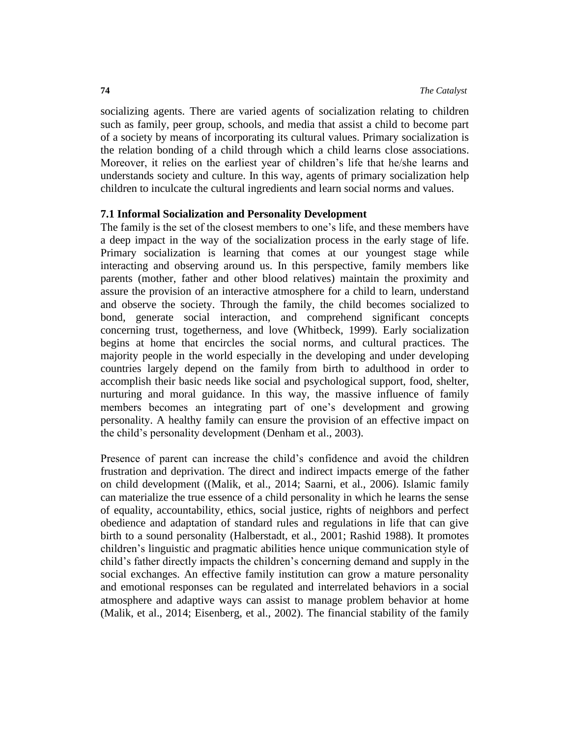socializing agents. There are varied agents of socialization relating to children such as family, peer group, schools, and media that assist a child to become part of a society by means of incorporating its cultural values. Primary socialization is the relation bonding of a child through which a child learns close associations. Moreover, it relies on the earliest year of children's life that he/she learns and understands society and culture. In this way, agents of primary socialization help children to inculcate the cultural ingredients and learn social norms and values.

### 7.1 Informal Socialization and Personality Development

The family is the set of the closest members to one's life, and these members have a deep impact in the way of the socialization process in the early stage of life. Primary socialization is learning that comes at our youngest stage while interacting and observing around us. In this perspective, family members like parents (mother, father and other blood relatives) maintain the proximity and assure the provision of an interactive atmosphere for a child to learn, understand and observe the society. Through the family, the child becomes socialized to bond, generate social interaction, and comprehend significant concepts concerning trust, togetherness, and love (Whitbeck, 1999). Early socialization begins at home that encircles the social norms, and cultural practices. The majority people in the world especially in the developing and under developing countries largely depend on the family from birth to adulthood in order to accomplish their basic needs like social and psychological support, food, shelter, nurturing and moral guidance. In this way, the massive influence of family members becomes an integrating part of one's development and growing personality. A healthy family can ensure the provision of an effective impact on the child's personality development (Denham et al., 2003).

Presence of parent can increase the child's confidence and avoid the children frustration and deprivation. The direct and indirect impacts emerge of the father on child development ((Malik, et al., 2014; Saarni, et al., 2006). Islamic family can materialize the true essence of a child personality in which he learns the sense of equality, accountability, ethics, social justice, rights of neighbors and perfect obedience and adaptation of standard rules and regulations in life that can give birth to a sound personality (Halberstadt, et al., 2001; Rashid 1988). It promotes children's linguistic and pragmatic abilities hence unique communication style of child's father directly impacts the children's concerning demand and supply in the social exchanges. An effective family institution can grow a mature personality and emotional responses can be regulated and interrelated behaviors in a social atmosphere and adaptive ways can assist to manage problem behavior at home (Malik, et al., 2014; Eisenberg, et al., 2002). The financial stability of the family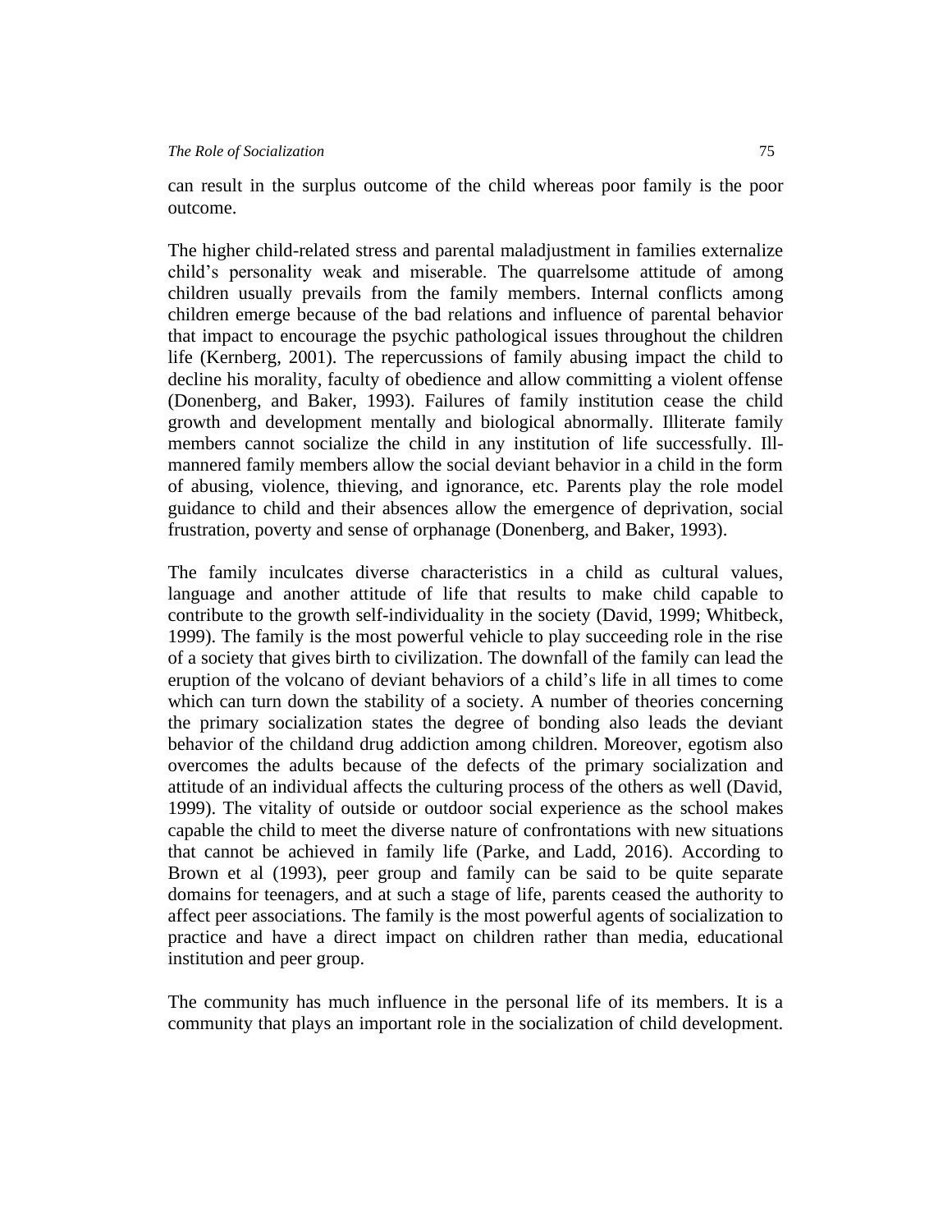can result in the surplus outcome of the child whereas poor family is the poor outcome.

The higher child-related stress and parental maladjustment in families externalize child's personality weak and miserable. The quarrelsome attitude of among children usually prevails from the family members. Internal conflicts among children emerge because of the bad relations and influence of parental behavior that impact to encourage the psychic pathological issues throughout the children life (Kernberg, 2001). The repercussions of family abusing impact the child to decline his morality, faculty of obedience and allow committing a violent offense (Donenberg, and Baker, 1993). Failures of family institution cease the child growth and development mentally and biological abnormally. Illiterate family members cannot socialize the child in any institution of life successfully. Ill-mannered family members allow the social deviant behavior in a child in the form of abusing, violence, thieving, and ignorance, etc. Parents play the role model guidance to child and their absences allow the emergence of deprivation, social frustration, poverty and sense of orphanage (Donenberg, and Baker, 1993).

The family inculcates diverse characteristics in a child as cultural values, language and another attitude of life that results to make child capable to contribute to the growth self-individuality in the society (David, 1999; Whitbeck, 1999). The family is the most powerful vehicle to play succeeding role in the rise of a society that gives birth to civilization. The downfall of the family can lead the eruption of the volcano of deviant behaviors of a child's life in all times to come which can turn down the stability of a society. A number of theories concerning the primary socialization states the degree of bonding also leads the deviant behavior of the childand drug addiction among children. Moreover, egotism also overcomes the adults because of the defects of the primary socialization and attitude of an individual affects the culturing process of the others as well (David, 1999). The vitality of outside or outdoor social experience as the school makes capable the child to meet the diverse nature of confrontations with new situations that cannot be achieved in family life (Parke, and Ladd, 2016). According to Brown et al (1993), peer group and family can be said to be quite separate domains for teenagers, and at such a stage of life, parents ceased the authority to affect peer associations. The family is the most powerful agents of socialization to practice and have a direct impact on children rather than media, educational institution and peer group.

The community has much influence in the personal life of its members. It is a community that plays an important role in the socialization of child development.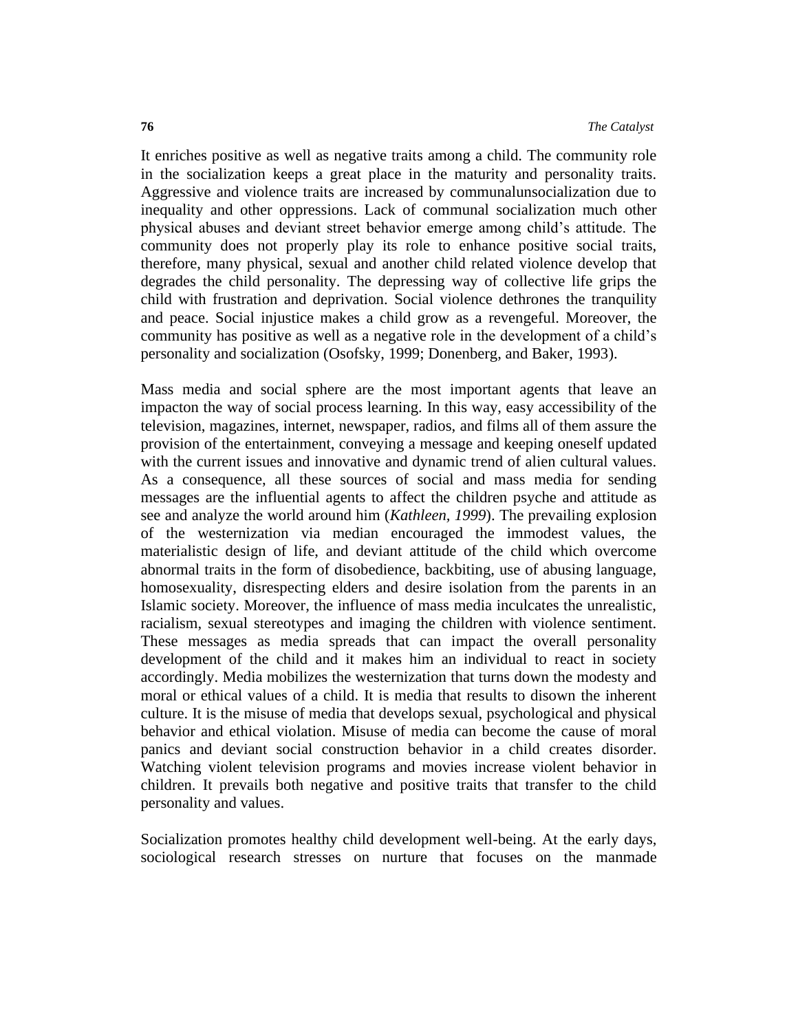It enriches positive as well as negative traits among a child. The community role in the socialization keeps a great place in the maturity and personality traits. Aggressive and violence traits are increased by communalunsocialization due to inequality and other oppressions. Lack of communal socialization much other physical abuses and deviant street behavior emerge among child's attitude. The community does not properly play its role to enhance positive social traits, therefore, many physical, sexual and another child related violence develop that degrades the child personality. The depressing way of collective life grips the child with frustration and deprivation. Social violence dethrones the tranquility and peace. Social injustice makes a child grow as a revengeful. Moreover, the community has positive as well as a negative role in the development of a child's personality and socialization (Osofsky, 1999; Donenberg, and Baker, 1993).

Mass media and social sphere are the most important agents that leave an impacton the way of social process learning. In this way, easy accessibility of the television, magazines, internet, newspaper, radios, and films all of them assure the provision of the entertainment, conveying a message and keeping oneself updated with the current issues and innovative and dynamic trend of alien cultural values. As a consequence, all these sources of social and mass media for sending messages are the influential agents to affect the children psyche and attitude as see and analyze the world around him (*Kathleen, 1999*). The prevailing explosion of the westernization via median encouraged the immodest values, the materialistic design of life, and deviant attitude of the child which overcome abnormal traits in the form of disobedience, backbiting, use of abusing language, homosexuality, disrespecting elders and desire isolation from the parents in an Islamic society. Moreover, the influence of mass media inculcates the unrealistic, racialism, sexual stereotypes and imaging the children with violence sentiment. These messages as media spreads that can impact the overall personality development of the child and it makes him an individual to react in society accordingly. Media mobilizes the westernization that turns down the modesty and moral or ethical values of a child. It is media that results to disown the inherent culture. It is the misuse of media that develops sexual, psychological and physical behavior and ethical violation. Misuse of media can become the cause of moral panics and deviant social construction behavior in a child creates disorder. Watching violent television programs and movies increase violent behavior in children. It prevails both negative and positive traits that transfer to the child personality and values.

Socialization promotes healthy child development well-being. At the early days, sociological research stresses on nurture that focuses on the manmade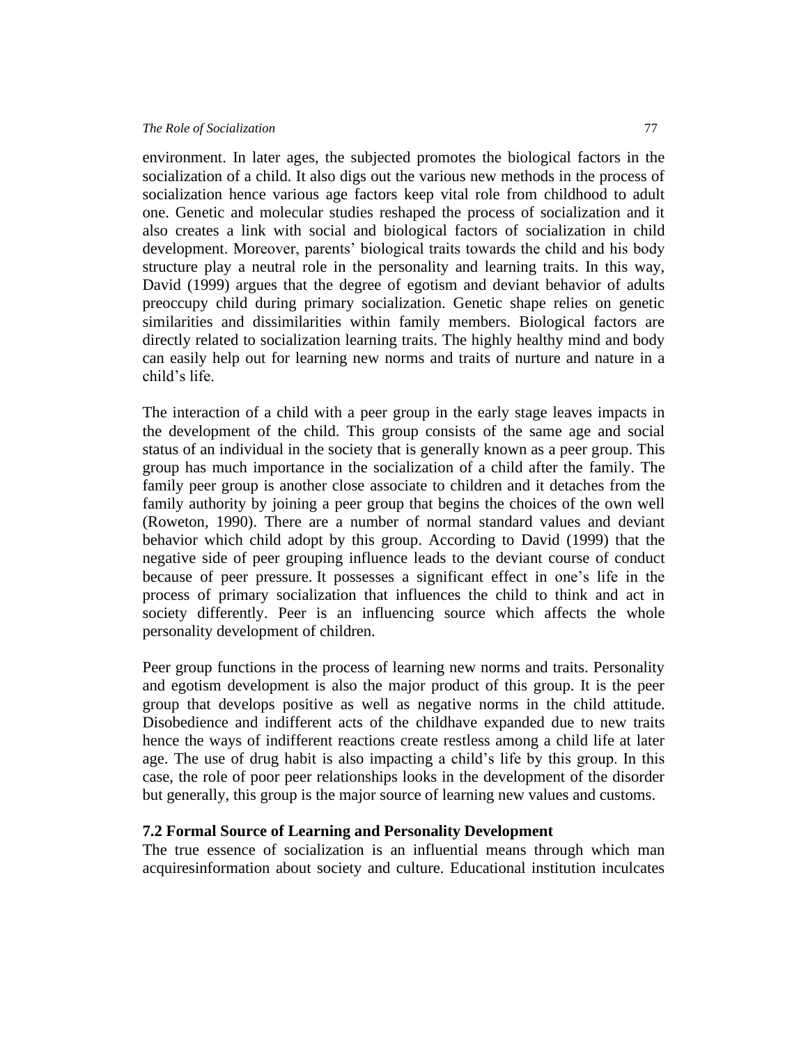environment. In later ages, the subjected promotes the biological factors in the socialization of a child. It also digs out the various new methods in the process of socialization hence various age factors keep vital role from childhood to adult one. Genetic and molecular studies reshaped the process of socialization and it also creates a link with social and biological factors of socialization in child development. Moreover, parents' biological traits towards the child and his body structure play a neutral role in the personality and learning traits. In this way, David (1999) argues that the degree of egotism and deviant behavior of adults preoccupy child during primary socialization. Genetic shape relies on genetic similarities and dissimilarities within family members. Biological factors are directly related to socialization learning traits. The highly healthy mind and body can easily help out for learning new norms and traits of nurture and nature in a child's life.

The interaction of a child with a peer group in the early stage leaves impacts in the development of the child. This group consists of the same age and social status of an individual in the society that is generally known as a peer group. This group has much importance in the socialization of a child after the family. The family peer group is another close associate to children and it detaches from the family authority by joining a peer group that begins the choices of the own well (Roweton, 1990). There are a number of normal standard values and deviant behavior which child adopt by this group. According to David (1999) that the negative side of peer grouping influence leads to the deviant course of conduct because of peer pressure. It possesses a significant effect in one's life in the process of primary socialization that influences the child to think and act in society differently. Peer is an influencing source which affects the whole personality development of children.

Peer group functions in the process of learning new norms and traits. Personality and egotism development is also the major product of this group. It is the peer group that develops positive as well as negative norms in the child attitude. Disobedience and indifferent acts of the childhave expanded due to new traits hence the ways of indifferent reactions create restless among a child life at later age. The use of drug habit is also impacting a child's life by this group. In this case, the role of poor peer relationships looks in the development of the disorder but generally, this group is the major source of learning new values and customs.

### 7.2 Formal Source of Learning and Personality Development

The true essence of socialization is an influential means through which man acquiresinformation about society and culture. Educational institution inculcates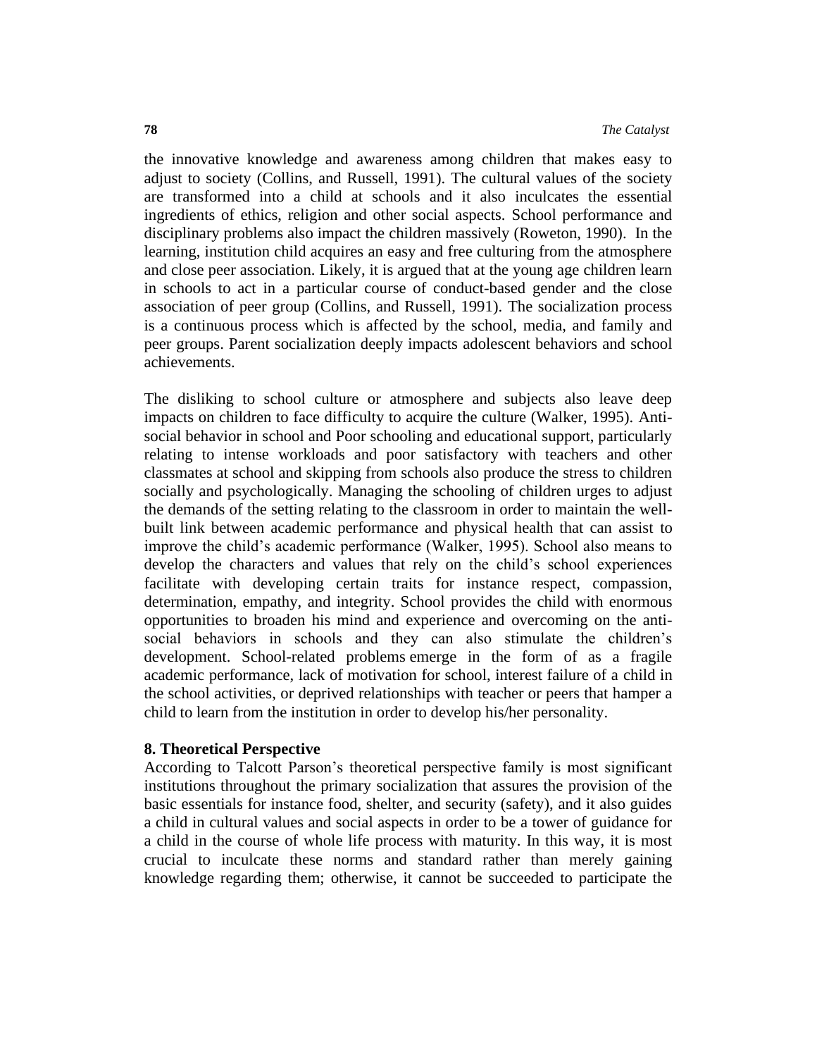the innovative knowledge and awareness among children that makes easy to adjust to society (Collins, and Russell, 1991). The cultural values of the society are transformed into a child at schools and it also inculcates the essential ingredients of ethics, religion and other social aspects. School performance and disciplinary problems also impact the children massively (Roweton, 1990). In the learning, institution child acquires an easy and free culturing from the atmosphere and close peer association. Likely, it is argued that at the young age children learn in schools to act in a particular course of conduct-based gender and the close association of peer group (Collins, and Russell, 1991). The socialization process is a continuous process which is affected by the school, media, and family and peer groups. Parent socialization deeply impacts adolescent behaviors and school achievements.

The disliking to school culture or atmosphere and subjects also leave deep impacts on children to face difficulty to acquire the culture (Walker, 1995). Anti-social behavior in school and Poor schooling and educational support, particularly relating to intense workloads and poor satisfactory with teachers and other classmates at school and skipping from schools also produce the stress to children socially and psychologically. Managing the schooling of children urges to adjust the demands of the setting relating to the classroom in order to maintain the well-built link between academic performance and physical health that can assist to improve the child's academic performance (Walker, 1995). School also means to develop the characters and values that rely on the child's school experiences facilitate with developing certain traits for instance respect, compassion, determination, empathy, and integrity. School provides the child with enormous opportunities to broaden his mind and experience and overcoming on the anti-social behaviors in schools and they can also stimulate the children's development. School-related problems emerge in the form of as a fragile academic performance, lack of motivation for school, interest failure of a child in the school activities, or deprived relationships with teacher or peers that hamper a child to learn from the institution in order to develop his/her personality.

## 8. Theoretical Perspective

According to Talcott Parson's theoretical perspective family is most significant institutions throughout the primary socialization that assures the provision of the basic essentials for instance food, shelter, and security (safety), and it also guides a child in cultural values and social aspects in order to be a tower of guidance for a child in the course of whole life process with maturity. In this way, it is most crucial to inculcate these norms and standard rather than merely gaining knowledge regarding them; otherwise, it cannot be succeeded to participate the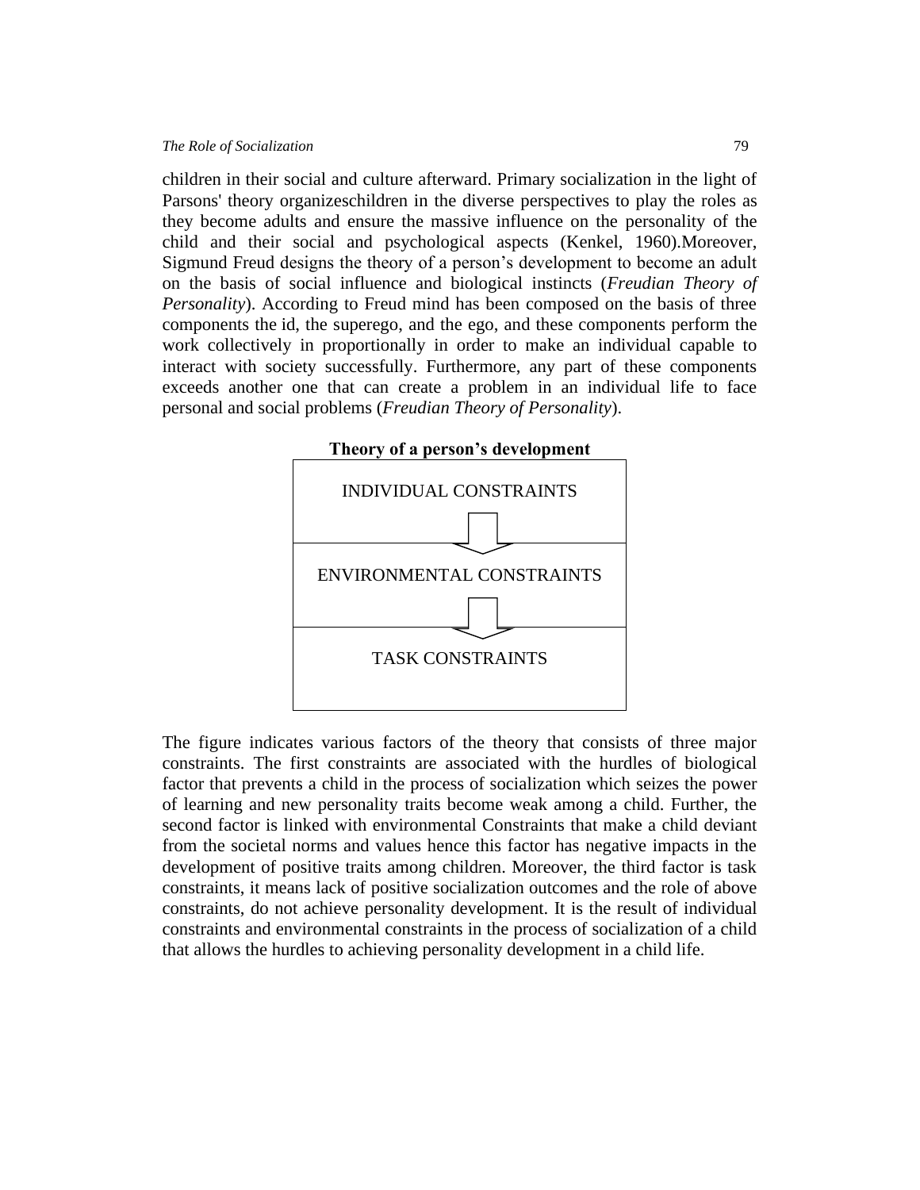children in their social and culture afterward. Primary socialization in the light of Parsons' theory organizeschildren in the diverse perspectives to play the roles as they become adults and ensure the massive influence on the personality of the child and their social and psychological aspects (Kenkel, 1960).Moreover, Sigmund Freud designs the theory of a person's development to become an adult on the basis of social influence and biological instincts (*Freudian Theory of Personality*). According to Freud mind has been composed on the basis of three components the id, the superego, and the ego, and these components perform the work collectively in proportionally in order to make an individual capable to interact with society successfully. Furthermore, any part of these components exceeds another one that can create a problem in an individual life to face personal and social problems (*Freudian Theory of Personality*).

**Theory of a person's development**

| INDIVIDUAL CONSTRAINTS |
|---|
| ↓ |
| ENVIRONMENTAL CONSTRAINTS |
| ↓ |
| TASK CONSTRAINTS |

The figure indicates various factors of the theory that consists of three major constraints. The first constraints are associated with the hurdles of biological factor that prevents a child in the process of socialization which seizes the power of learning and new personality traits become weak among a child. Further, the second factor is linked with environmental Constraints that make a child deviant from the societal norms and values hence this factor has negative impacts in the development of positive traits among children. Moreover, the third factor is task constraints, it means lack of positive socialization outcomes and the role of above constraints, do not achieve personality development. It is the result of individual constraints and environmental constraints in the process of socialization of a child that allows the hurdles to achieving personality development in a child life.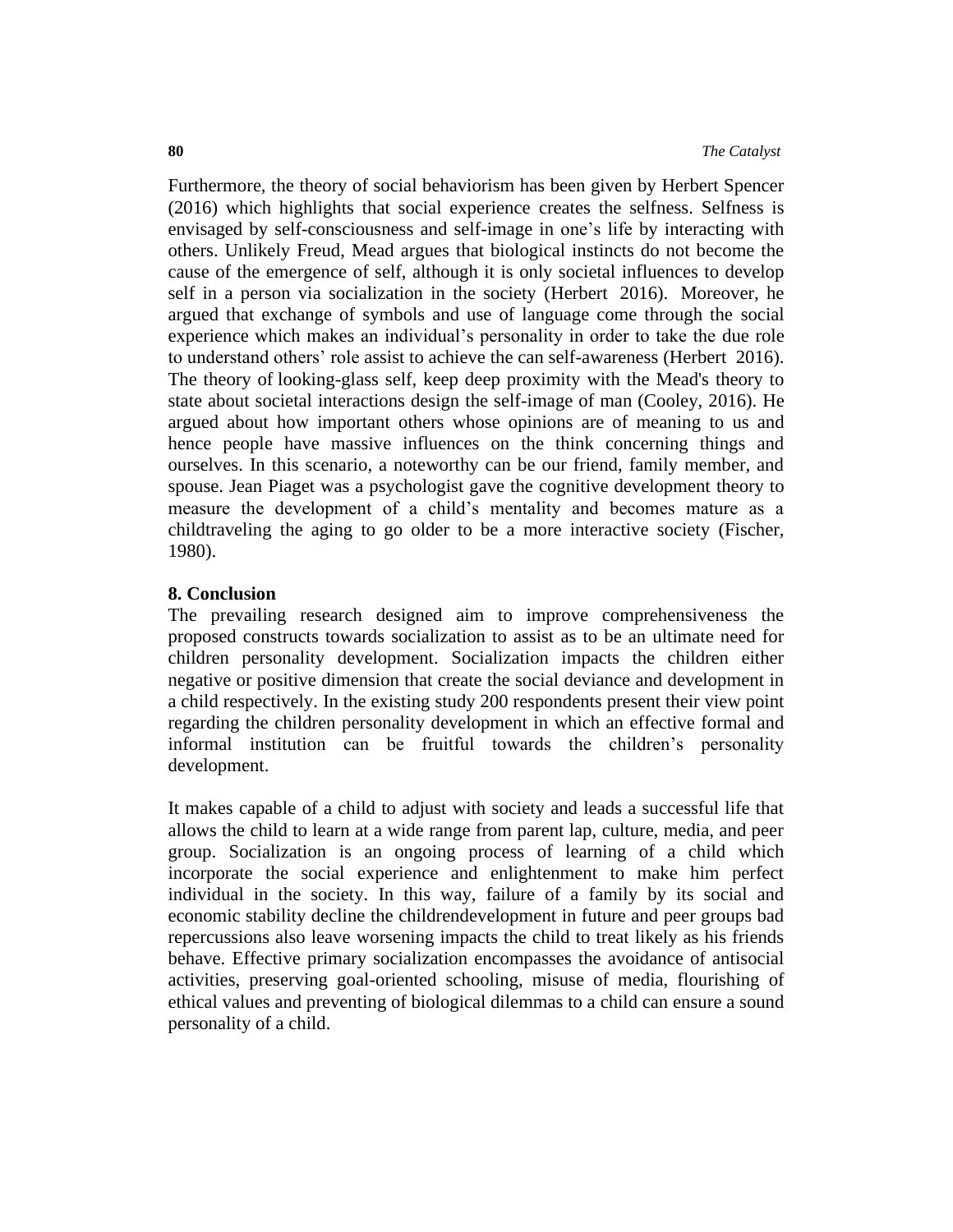Furthermore, the theory of social behaviorism has been given by Herbert Spencer (2016) which highlights that social experience creates the selfness. Selfness is envisaged by self-consciousness and self-image in one's life by interacting with others. Unlikely Freud, Mead argues that biological instincts do not become the cause of the emergence of self, although it is only societal influences to develop self in a person via socialization in the society (Herbert 2016). Moreover, he argued that exchange of symbols and use of language come through the social experience which makes an individual's personality in order to take the due role to understand others' role assist to achieve the can self-awareness (Herbert 2016). The theory of looking-glass self, keep deep proximity with the Mead's theory to state about societal interactions design the self-image of man (Cooley, 2016). He argued about how important others whose opinions are of meaning to us and hence people have massive influences on the think concerning things and ourselves. In this scenario, a noteworthy can be our friend, family member, and spouse. Jean Piaget was a psychologist gave the cognitive development theory to measure the development of a child's mentality and becomes mature as a childtraveling the aging to go older to be a more interactive society (Fischer, 1980).

## 8. Conclusion

The prevailing research designed aim to improve comprehensiveness the proposed constructs towards socialization to assist as to be an ultimate need for children personality development. Socialization impacts the children either negative or positive dimension that create the social deviance and development in a child respectively. In the existing study 200 respondents present their view point regarding the children personality development in which an effective formal and informal institution can be fruitful towards the children's personality development.

It makes capable of a child to adjust with society and leads a successful life that allows the child to learn at a wide range from parent lap, culture, media, and peer group. Socialization is an ongoing process of learning of a child which incorporate the social experience and enlightenment to make him perfect individual in the society. In this way, failure of a family by its social and economic stability decline the childrendevelopment in future and peer groups bad repercussions also leave worsening impacts the child to treat likely as his friends behave. Effective primary socialization encompasses the avoidance of antisocial activities, preserving goal-oriented schooling, misuse of media, flourishing of ethical values and preventing of biological dilemmas to a child can ensure a sound personality of a child.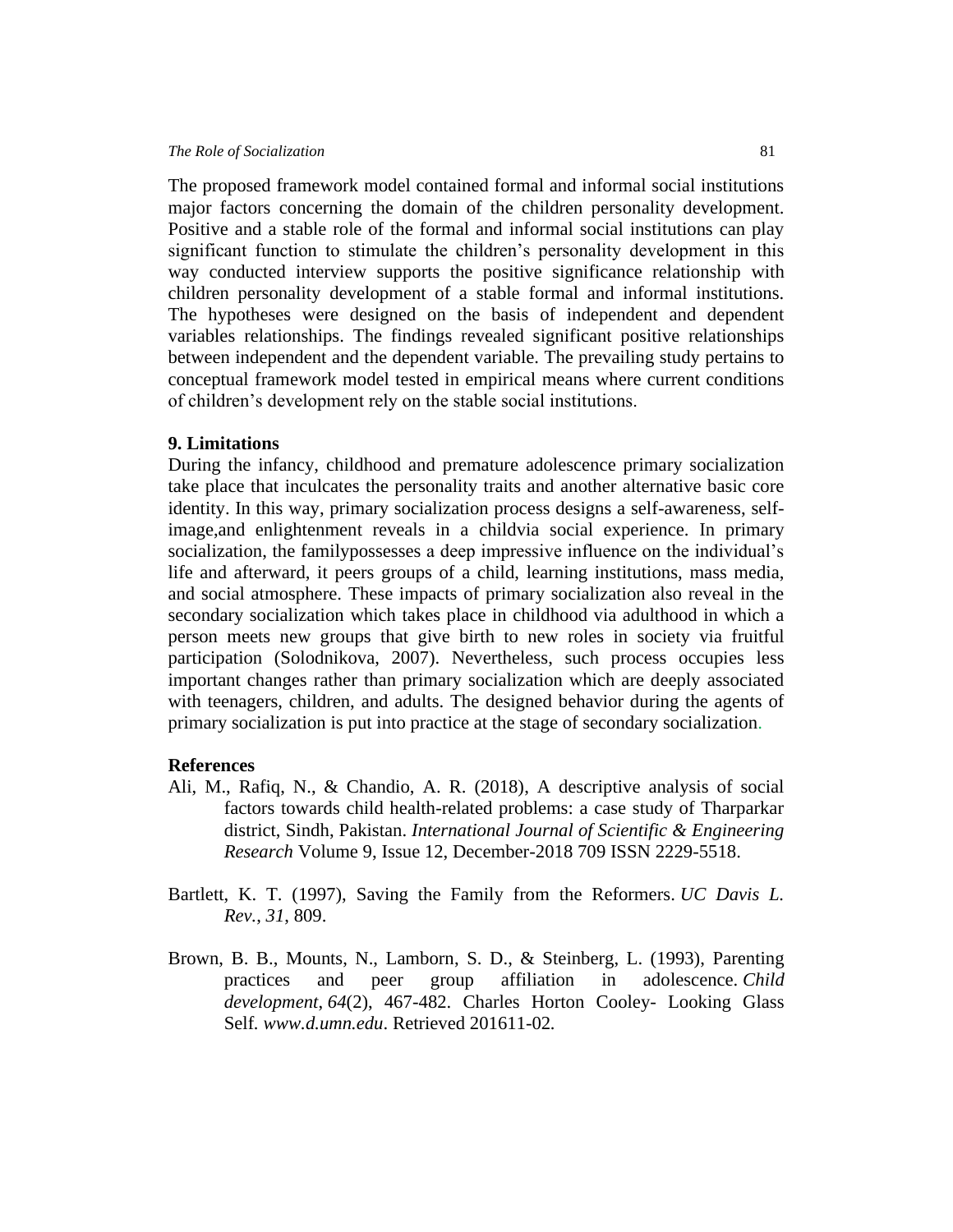The proposed framework model contained formal and informal social institutions major factors concerning the domain of the children personality development. Positive and a stable role of the formal and informal social institutions can play significant function to stimulate the children's personality development in this way conducted interview supports the positive significance relationship with children personality development of a stable formal and informal institutions. The hypotheses were designed on the basis of independent and dependent variables relationships. The findings revealed significant positive relationships between independent and the dependent variable. The prevailing study pertains to conceptual framework model tested in empirical means where current conditions of children's development rely on the stable social institutions.

## 9. Limitations

During the infancy, childhood and premature adolescence primary socialization take place that inculcates the personality traits and another alternative basic core identity. In this way, primary socialization process designs a self-awareness, self-image,and enlightenment reveals in a childvia social experience. In primary socialization, the familypossesses a deep impressive influence on the individual's life and afterward, it peers groups of a child, learning institutions, mass media, and social atmosphere. These impacts of primary socialization also reveal in the secondary socialization which takes place in childhood via adulthood in which a person meets new groups that give birth to new roles in society via fruitful participation (Solodnikova, 2007). Nevertheless, such process occupies less important changes rather than primary socialization which are deeply associated with teenagers, children, and adults. The designed behavior during the agents of primary socialization is put into practice at the stage of secondary socialization.

## References

Ali, M., Rafiq, N., & Chandio, A. R. (2018), A descriptive analysis of social factors towards child health-related problems: a case study of Tharparkar district, Sindh, Pakistan. *International Journal of Scientific & Engineering Research* Volume 9, Issue 12, December-2018 709 ISSN 2229-5518.

Bartlett, K. T. (1997), Saving the Family from the Reformers. *UC Davis L. Rev.*, *31*, 809.

Brown, B. B., Mounts, N., Lamborn, S. D., & Steinberg, L. (1993), Parenting practices and peer group affiliation in adolescence. *Child development*, *64*(2), 467-482. Charles Horton Cooley- Looking Glass Self. *www.d.umn.edu*. Retrieved 201611-02.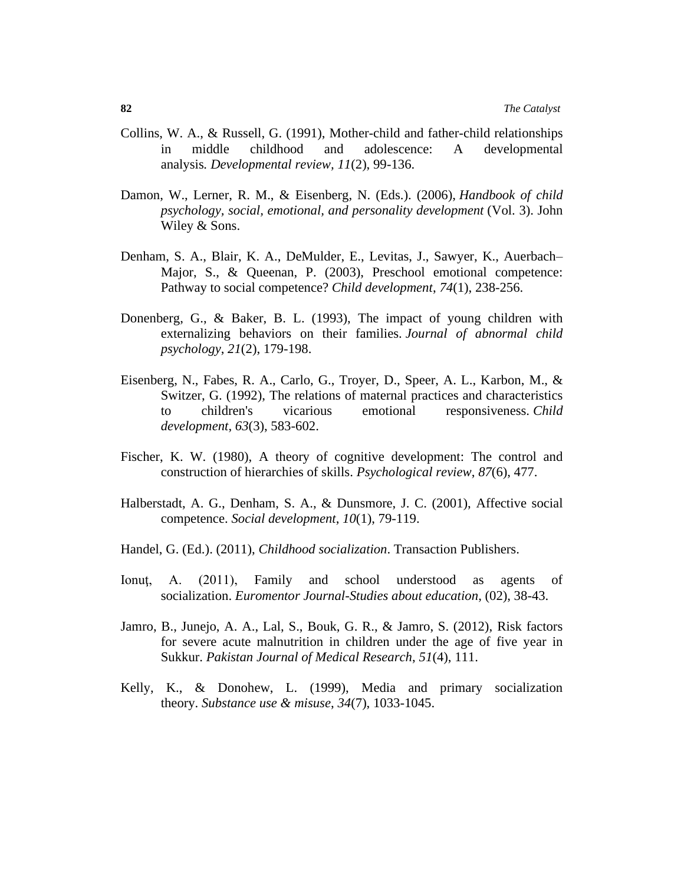Collins, W. A., & Russell, G. (1991), Mother-child and father-child relationships in middle childhood and adolescence: A developmental analysis. *Developmental review*, *11*(2), 99-136.

Damon, W., Lerner, R. M., & Eisenberg, N. (Eds.). (2006), *Handbook of child psychology, social, emotional, and personality development* (Vol. 3). John Wiley & Sons.

Denham, S. A., Blair, K. A., DeMulder, E., Levitas, J., Sawyer, K., Auerbach–Major, S., & Queenan, P. (2003), Preschool emotional competence: Pathway to social competence? *Child development*, *74*(1), 238-256.

Donenberg, G., & Baker, B. L. (1993), The impact of young children with externalizing behaviors on their families. *Journal of abnormal child psychology*, *21*(2), 179-198.

Eisenberg, N., Fabes, R. A., Carlo, G., Troyer, D., Speer, A. L., Karbon, M., & Switzer, G. (1992), The relations of maternal practices and characteristics to children's vicarious emotional responsiveness. *Child development*, *63*(3), 583-602.

Fischer, K. W. (1980), A theory of cognitive development: The control and construction of hierarchies of skills. *Psychological review*, *87*(6), 477.

Halberstadt, A. G., Denham, S. A., & Dunsmore, J. C. (2001), Affective social competence. *Social development*, *10*(1), 79-119.

Handel, G. (Ed.). (2011), *Childhood socialization*. Transaction Publishers.

Ionuţ, A. (2011), Family and school understood as agents of socialization. *Euromentor Journal-Studies about education*, (02), 38-43.

Jamro, B., Junejo, A. A., Lal, S., Bouk, G. R., & Jamro, S. (2012), Risk factors for severe acute malnutrition in children under the age of five year in Sukkur. *Pakistan Journal of Medical Research*, *51*(4), 111.

Kelly, K., & Donohew, L. (1999), Media and primary socialization theory. *Substance use & misuse*, *34*(7), 1033-1045.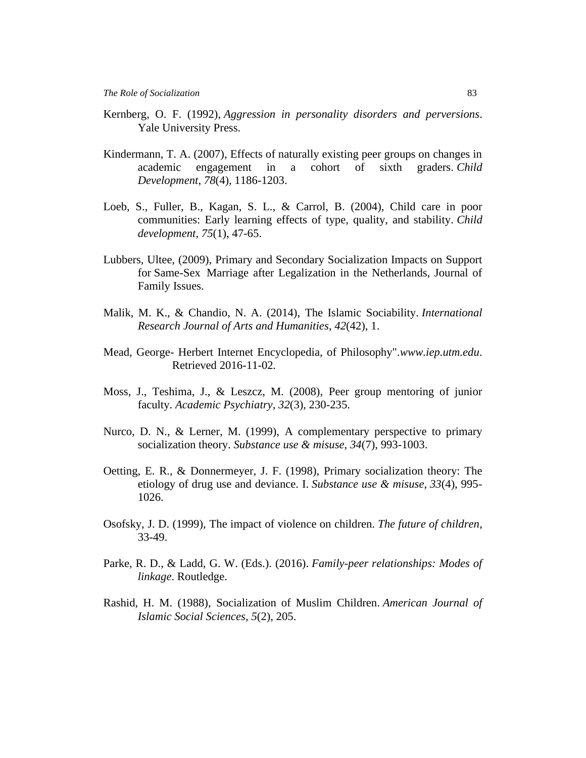Kernberg, O. F. (1992), *Aggression in personality disorders and perversions*. Yale University Press.

Kindermann, T. A. (2007), Effects of naturally existing peer groups on changes in academic engagement in a cohort of sixth graders. *Child Development*, *78*(4), 1186-1203.

Loeb, S., Fuller, B., Kagan, S. L., & Carrol, B. (2004), Child care in poor communities: Early learning effects of type, quality, and stability. *Child development*, *75*(1), 47-65.

Lubbers, Ultee, (2009), Primary and Secondary Socialization Impacts on Support for Same-Sex Marriage after Legalization in the Netherlands, Journal of Family Issues.

Malik, M. K., & Chandio, N. A. (2014), The Islamic Sociability. *International Research Journal of Arts and Humanities*, *42*(42), 1.

Mead, George- Herbert Internet Encyclopedia, of Philosophy".*www.iep.utm.edu*. Retrieved 2016-11-02.

Moss, J., Teshima, J., & Leszcz, M. (2008), Peer group mentoring of junior faculty. *Academic Psychiatry*, *32*(3), 230-235.

Nurco, D. N., & Lerner, M. (1999), A complementary perspective to primary socialization theory. *Substance use & misuse*, *34*(7), 993-1003.

Oetting, E. R., & Donnermeyer, J. F. (1998), Primary socialization theory: The etiology of drug use and deviance. I. *Substance use & misuse*, *33*(4), 995-1026.

Osofsky, J. D. (1999), The impact of violence on children. *The future of children*, 33-49.

Parke, R. D., & Ladd, G. W. (Eds.). (2016). *Family-peer relationships: Modes of linkage*. Routledge.

Rashid, H. M. (1988), Socialization of Muslim Children. *American Journal of Islamic Social Sciences*, *5*(2), 205.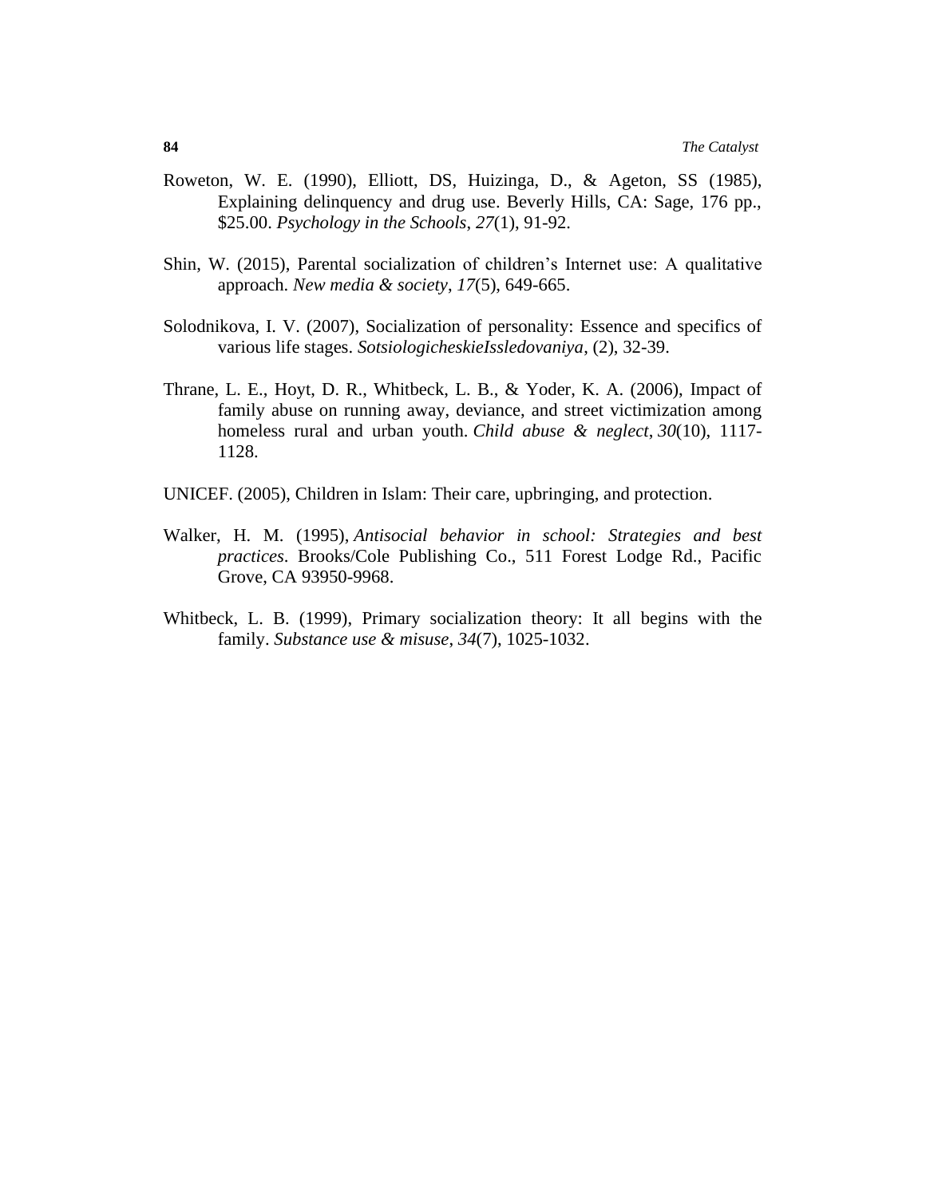Roweton, W. E. (1990), Elliott, DS, Huizinga, D., & Ageton, SS (1985), Explaining delinquency and drug use. Beverly Hills, CA: Sage, 176 pp., $25.00. *Psychology in the Schools*, *27*(1), 91-92.

Shin, W. (2015), Parental socialization of children's Internet use: A qualitative approach. *New media & society*, *17*(5), 649-665.

Solodnikova, I. V. (2007), Socialization of personality: Essence and specifics of various life stages. *SotsiologicheskieIssledovaniya*, (2), 32-39.

Thrane, L. E., Hoyt, D. R., Whitbeck, L. B., & Yoder, K. A. (2006), Impact of family abuse on running away, deviance, and street victimization among homeless rural and urban youth. *Child abuse & neglect*, *30*(10), 1117-1128.

UNICEF. (2005), Children in Islam: Their care, upbringing, and protection.

Walker, H. M. (1995), *Antisocial behavior in school: Strategies and best practices*. Brooks/Cole Publishing Co., 511 Forest Lodge Rd., Pacific Grove, CA 93950-9968.

Whitbeck, L. B. (1999), Primary socialization theory: It all begins with the family. *Substance use & misuse*, *34*(7), 1025-1032.